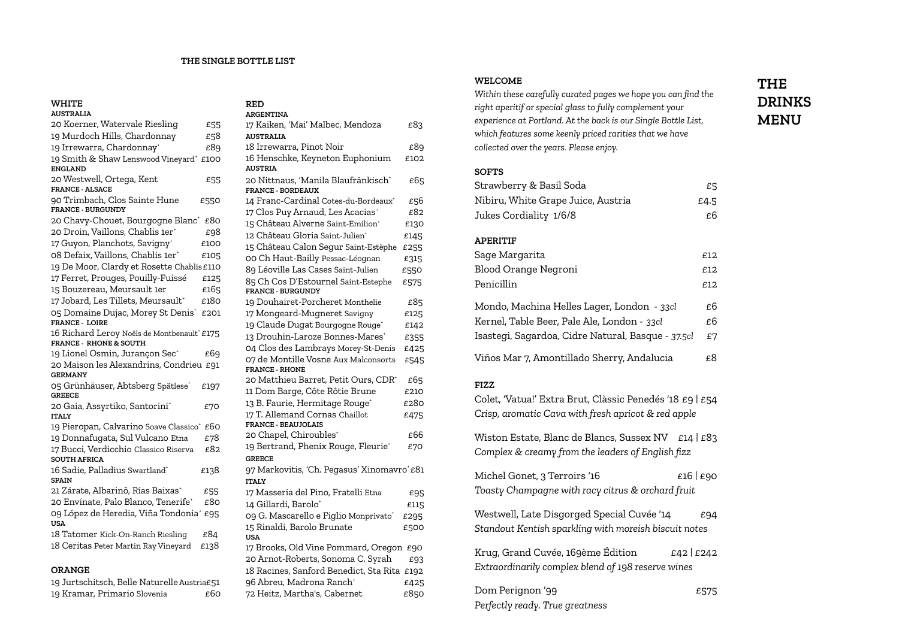# THE DRINKS MENU

## WELCOME

*Within these carefully curated pages we hope you can find the right aperitif or special glass to fully complement your experience at Portland. At the back is our Single Bottle List, which features some keenly priced rarities that we have collected over the years. Please enjoy.*

## SOFTS

| | |
|---|---|
| Strawberry & Basil Soda | £5 |
| Nibiru, White Grape Juice, Austria | £4.5 |
| Jukes Cordiality 1/6/8 | £6 |

## APERITIF

| | |
|---|---|
| Sage Margarita | £12 |
| Blood Orange Negroni | £12 |
| Penicillin | £12 |
| Mondo, Machina Helles Lager, London - *33cl* | £6 |
| Kernel, Table Beer, Pale Ale, London - *33cl* | £6 |
| Isastegi, Sagardoa, Cidre Natural, Basque - *37.5cl* | £7 |
| Viños Mar 7, Amontillado Sherry, Andalucia | £8 |

## FIZZ

Colet, 'Vatua!' Extra Brut, Clàssic Penedés '18 £9 | £54
*Crisp, aromatic Cava with fresh apricot & red apple*

Wiston Estate, Blanc de Blancs, Sussex NV £14 | £83
*Complex & creamy from the leaders of English fizz*

Michel Gonet, 3 Terroirs '16 £16 | £90
*Toasty Champagne with racy citrus & orchard fruit*

Westwell, Late Disgorged Special Cuvée '14 £94
*Standout Kentish sparkling with moreish biscuit notes*

Krug, Grand Cuvée, 169ème Édition £42 | £242
*Extraordinarily complex blend of 198 reserve wines*

Dom Perignon '99 £575
*Perfectly ready. True greatness*

# THE SINGLE BOTTLE LIST

## WHITE

**AUSTRALIA**

| | |
|---|---|
| 20 Koerner, Watervale Riesling | £55 |
| 19 Murdoch Hills, Chardonnay | £58 |
| 19 Irrewarra, Chardonnay* | £89 |
| 19 Smith & Shaw Lenswood Vineyard* | £100 |

**ENGLAND**

| | |
|---|---|
| 20 Westwell, Ortega, Kent | £55 |

**FRANCE - ALSACE**

| | |
|---|---|
| 90 Trimbach, Clos Sainte Hune | £550 |

**FRANCE - BURGUNDY**

| | |
|---|---|
| 20 Chavy-Chouet, Bourgogne Blanc* | £80 |
| 20 Droin, Vaillons, Chablis 1er* | £98 |
| 17 Guyon, Planchots, Savigny* | £100 |
| 08 Defaix, Vaillons, Chablis 1er* | £105 |
| 19 De Moor, Clardy et Rosette Chablis | £110 |
| 17 Ferret, Prouges, Pouilly-Fuissé | £125 |
| 15 Bouzereau, Meursault 1er | £165 |
| 17 Jobard, Les Tillets, Meursault* | £180 |
| 05 Domaine Dujac, Morey St Denis* | £201 |

**FRANCE - LOIRE**

| | |
|---|---|
| 16 Richard Leroy Noëls de Montbenault* | £175 |

**FRANCE - RHONE & SOUTH**

| | |
|---|---|
| 19 Lionel Osmin, Jurançon Sec* | £69 |
| 20 Maison les Alexandrins, Condrieu | £91 |

**GERMANY**

| | |
|---|---|
| 05 Grünhäuser, Abtsberg Spätlese* | £197 |

**GREECE**

| | |
|---|---|
| 20 Gaia, Assyrtiko, Santorini* | £70 |

**ITALY**

| | |
|---|---|
| 19 Pieropan, Calvarino Soave Classico* | £60 |
| 19 Donnafugata, Sul Vulcano Etna | £78 |
| 17 Bucci, Verdicchio Classico Riserva | £82 |

**SOUTH AFRICA**

| | |
|---|---|
| 16 Sadie, Palladius Swartland* | £138 |

**SPAIN**

| | |
|---|---|
| 21 Zárate, Albarinõ, Rías Baixas* | £55 |
| 20 Envínate, Palo Blanco, Tenerife* | £80 |
| 09 López de Heredia, Viña Tondonia* | £95 |

**USA**

| | |
|---|---|
| 18 Tatomer Kick-On-Ranch Riesling | £84 |
| 18 Ceritas Peter Martin Ray Vineyard | £138 |

## ORANGE

| | |
|---|---|
| 19 Jurtschitsch, Belle Naturelle Austria | £51 |
| 19 Kramar, Primario Slovenia | £60 |

## RED

**ARGENTINA**

| | |
|---|---|
| 17 Kaiken, 'Mai' Malbec, Mendoza | £83 |

**AUSTRALIA**

| | |
|---|---|
| 18 Irrewarra, Pinot Noir | £89 |
| 16 Henschke, Keyneton Euphonium | £102 |

**AUSTRIA**

| | |
|---|---|
| 20 Nittnaus, 'Manila Blaufränkisch' | £65 |

**FRANCE - BORDEAUX**

| | |
|---|---|
| 14 Franc-Cardinal Cotes-du-Bordeaux* | £56 |
| 17 Clos Puy Arnaud, Les Acacias* | £82 |
| 15 Château Alverne Saint-Emilion* | £130 |
| 12 Château Gloria Saint-Julien* | £145 |
| 15 Château Calon Segur Saint-Estèphe | £255 |
| 00 Ch Haut-Bailly Pessac-Léognan | £315 |
| 89 Léoville Las Cases Saint-Julien | £550 |
| 85 Ch Cos D'Estournel Saint-Estephe | £575 |

**FRANCE - BURGUNDY**

| | |
|---|---|
| 19 Douhairet-Porcheret Monthelie | £85 |
| 17 Mongeard-Mugneret Savigny | £125 |
| 19 Claude Dugat Bourgogne Rouge* | £142 |
| 13 Drouhin-Laroze Bonnes-Mares* | £355 |
| 04 Clos des Lambrays Morey-St-Denis | £425 |
| 07 de Montille Vosne Aux Malconsorts | £545 |

**FRANCE - RHONE**

| | |
|---|---|
| 20 Matthieu Barret, Petit Ours, CDR* | £65 |
| 11 Dom Barge, Côte Rôtie Brune | £210 |
| 13 B. Faurie, Hermitage Rouge* | £280 |
| 17 T. Allemand Cornas Chaillot | £475 |

**FRANCE - BEAUJOLAIS**

| | |
|---|---|
| 20 Chapel, Chiroubles* | £66 |
| 19 Bertrand, Phenix Rouge, Fleurie* | £70 |

**GREECE**

| | |
|---|---|
| 97 Markovitis, 'Ch. Pegasus' Xinomavro* | £81 |

**ITALY**

| | |
|---|---|
| 17 Masseria del Pino, Fratelli Etna | £95 |
| 14 Gillardi, Barolo* | £115 |
| 09 G. Mascarello e Figlio Monprivato* | £295 |
| 15 Rinaldi, Barolo Brunate | £500 |

**USA**

| | |
|---|---|
| 17 Brooks, Old Vine Pommard, Oregon | £90 |
| 20 Arnot-Roberts, Sonoma C. Syrah | £93 |
| 18 Racines, Sanford Benedict, Sta Rita | £192 |
| 96 Abreu, Madrona Ranch* | £425 |
| 72 Heitz, Martha's, Cabernet | £850 |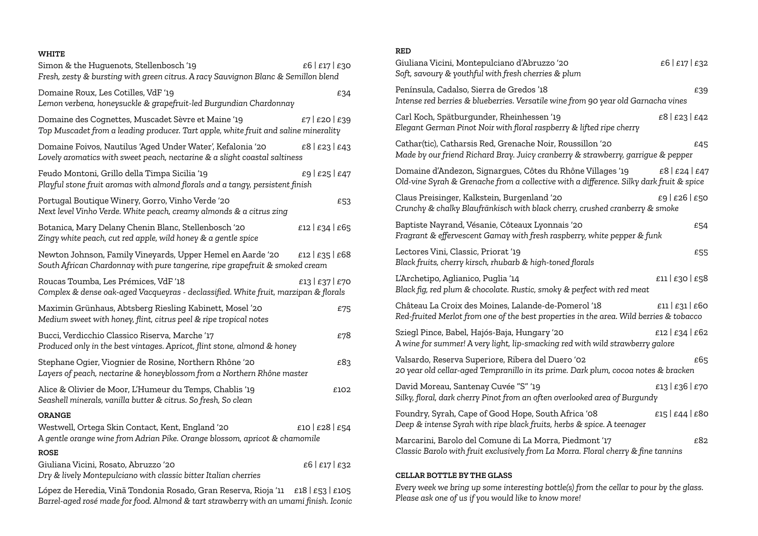## WHITE

Simon & the Huguenots, Stellenbosch '19 — £6 | £17 | £30
*Fresh, zesty & bursting with green citrus. A racy Sauvignon Blanc & Semillon blend*

Domaine Roux, Les Cotilles, VdF '19 — £34
*Lemon verbena, honeysuckle & grapefruit-led Burgundian Chardonnay*

Domaine des Cognettes, Muscadet Sèvre et Maine '19 — £7 | £20 | £39
*Top Muscadet from a leading producer. Tart apple, white fruit and saline minerality*

Domaine Foivos, Nautilus 'Aged Under Water', Kefalonia '20 — £8 | £23 | £43
*Lovely aromatics with sweet peach, nectarine & a slight coastal saltiness*

Feudo Montoni, Grillo della Timpa Sicilia '19 — £9 | £25 | £47
*Playful stone fruit aromas with almond florals and a tangy, persistent finish*

Portugal Boutique Winery, Gorro, Vinho Verde '20 — £53
*Next level Vinho Verde. White peach, creamy almonds & a citrus zing*

Botanica, Mary Delany Chenin Blanc, Stellenbosch '20 — £12 | £34 | £65
*Zingy white peach, cut red apple, wild honey & a gentle spice*

Newton Johnson, Family Vineyards, Upper Hemel en Aarde '20 — £12 | £35 | £68
*South African Chardonnay with pure tangerine, ripe grapefruit & smoked cream*

Roucas Toumba, Les Prémices, VdF '18 — £13 | £37 | £70
*Complex & dense oak-aged Vacqueyras - declassified. White fruit, marzipan & florals*

Maximin Grünhaus, Abtsberg Riesling Kabinett, Mosel '20 — £75
*Medium sweet with honey, flint, citrus peel & ripe tropical notes*

Bucci, Verdicchio Classico Riserva, Marche '17 — £78
*Produced only in the best vintages. Apricot, flint stone, almond & honey*

Stephane Ogier, Viognier de Rosine, Northern Rhône '20 — £83
*Layers of peach, nectarine & honeyblossom from a Northern Rhône master*

Alice & Olivier de Moor, L'Humeur du Temps, Chablis '19 — £102
*Seashell minerals, vanilla butter & citrus. So fresh, So clean*

## ORANGE

Westwell, Ortega Skin Contact, Kent, England '20 — £10 | £28 | £54
*A gentle orange wine from Adrian Pike. Orange blossom, apricot & chamomile*

## ROSE

Giuliana Vicini, Rosato, Abruzzo '20 — £6 | £17 | £32
*Dry & lively Montepulciano with classic bitter Italian cherries*

López de Heredia, Vinã Tondonia Rosado, Gran Reserva, Rioja '11 — £18 | £53 | £105
*Barrel-aged rosé made for food. Almond & tart strawberry with an umami finish. Iconic*

## RED

Giuliana Vicini, Montepulciano d'Abruzzo '20 — £6 | £17 | £32
*Soft, savoury & youthful with fresh cherries & plum*

Península, Cadalso, Sierra de Gredos '18 — £39
*Intense red berries & blueberries. Versatile wine from 90 year old Garnacha vines*

Carl Koch, Spätburgunder, Rheinhessen '19 — £8 | £23 | £42
*Elegant German Pinot Noir with floral raspberry & lifted ripe cherry*

Cathar(tic), Catharsis Red, Grenache Noir, Roussillon '20 — £45
*Made by our friend Richard Bray. Juicy cranberry & strawberry, garrigue & pepper*

Domaine d'Andezon, Signargues, Côtes du Rhône Villages '19 — £8 | £24 | £47
*Old-vine Syrah & Grenache from a collective with a difference. Silky dark fruit & spice*

Claus Preisinger, Kalkstein, Burgenland '20 — £9 | £26 | £50
*Crunchy & chalky Blaufränkisch with black cherry, crushed cranberry & smoke*

Baptiste Nayrand, Vésanie, Côteaux Lyonnais '20 — £54
*Fragrant & effervescent Gamay with fresh raspberry, white pepper & funk*

Lectores Vini, Classic, Priorat '19 — £55
*Black fruits, cherry kirsch, rhubarb & high-toned florals*

L'Archetipo, Aglianico, Puglia '14 — £11 | £30 | £58
*Black fig, red plum & chocolate. Rustic, smoky & perfect with red meat*

Château La Croix des Moines, Lalande-de-Pomerol '18 — £11 | £31 | £60
*Red-fruited Merlot from one of the best properties in the area. Wild berries & tobacco*

Sziegl Pince, Babel, Hajós-Baja, Hungary '20 — £12 | £34 | £62
*A wine for summer! A very light, lip-smacking red with wild strawberry galore*

Valsardo, Reserva Superiore, Ribera del Duero '02 — £65
*20 year old cellar-aged Tempranillo in its prime. Dark plum, cocoa notes & bracken*

David Moreau, Santenay Cuvée "S" '19 — £13 | £36 | £70
*Silky, floral, dark cherry Pinot from an often overlooked area of Burgundy*

Foundry, Syrah, Cape of Good Hope, South Africa '08 — £15 | £44 | £80
*Deep & intense Syrah with ripe black fruits, herbs & spice. A teenager*

Marcarini, Barolo del Comune di La Morra, Piedmont '17 — £82
*Classic Barolo with fruit exclusively from La Morra. Floral cherry & fine tannins*

## CELLAR BOTTLE BY THE GLASS

*Every week we bring up some interesting bottle(s) from the cellar to pour by the glass. Please ask one of us if you would like to know more!*